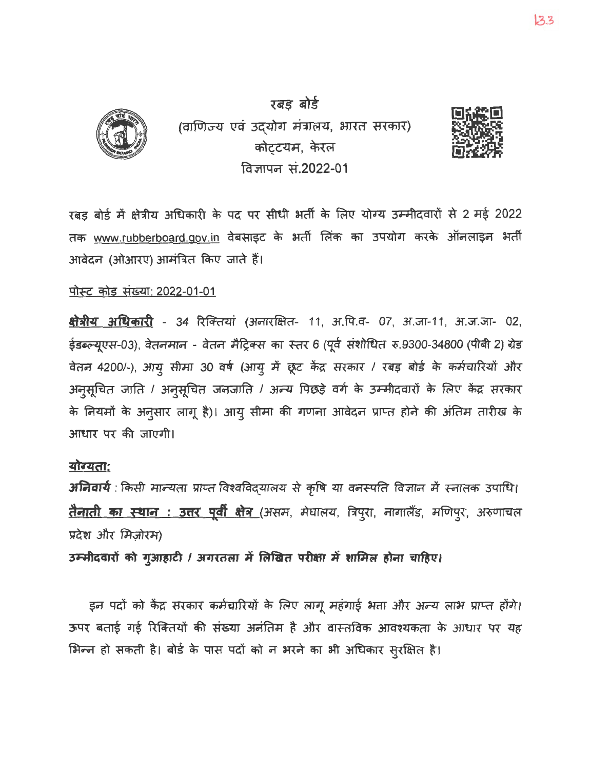# रबड़ बोर्ड

**(वाणिज्य एवं उद्योग मंत्रालय, भारत सरकार)**

**कोट्टयम, केरल**

**विज्ञापन सं.2022-01**

रबड़ बोर्ड में क्षेत्रीय अधिकारी के पद पर सीधी भर्ती के लिए योग्य उम्मीदवारों से 2 मई 2022 तक www.rubberboard.gov.in वेबसाइट के भर्ती लिंक का उपयोग करके ऑनलाइन भर्ती आवेदन (ओआरए) आमंत्रित किए जाते हैं।

पोस्ट कोड संख्या: 2022-01-01

**क्षेत्रीय अधिकारी** - 34 रिक्तियां (अनारक्षित- 11, अ.पि.व- 07, अ.जा-11, अ.ज.जा- 02, ईडब्ल्यूएस-03), वेतनमान - वेतन मैट्रिक्स का स्तर 6 (पूर्व संशोधित रु.9300-34800 (पीबी 2) ग्रेड वेतन 4200/-), आयु सीमा 30 वर्ष (आयु में छूट केंद्र सरकार / रबड़ बोर्ड के कर्मचारियों और अनुसूचित जाति / अनुसूचित जनजाति / अन्य पिछड़े वर्ग के उम्मीदवारों के लिए केंद्र सरकार के नियमों के अनुसार लागू है)। आयु सीमा की गणना आवेदन प्राप्त होने की अंतिम तारीख के आधार पर की जाएगी।

**योग्यता:**

***अनिवार्य*** : किसी मान्यता प्राप्त विश्वविद्यालय से कृषि या वनस्पति विज्ञान में स्नातक उपाधि।

***तैनाती का स्थान : उत्तर पूर्वी क्षेत्र*** (असम, मेघालय, त्रिपुरा, नागालैंड, मणिपुर, अरुणाचल प्रदेश और मिज़ोरम)

***उम्मीदवारों को गुआहाटी / अगरतला में लिखित परीक्षा में शामिल होना चाहिए।***

इन पदों को केंद्र सरकार कर्मचारियों के लिए लागू महंगाई भता और अन्य लाभ प्राप्त होंगे। ऊपर बताई गई रिक्तियों की संख्या अनंतिम है और वास्तविक आवश्यकता के आधार पर यह भिन्न हो सकती है। बोर्ड के पास पदों को न भरने का भी अधिकार सुरक्षित है।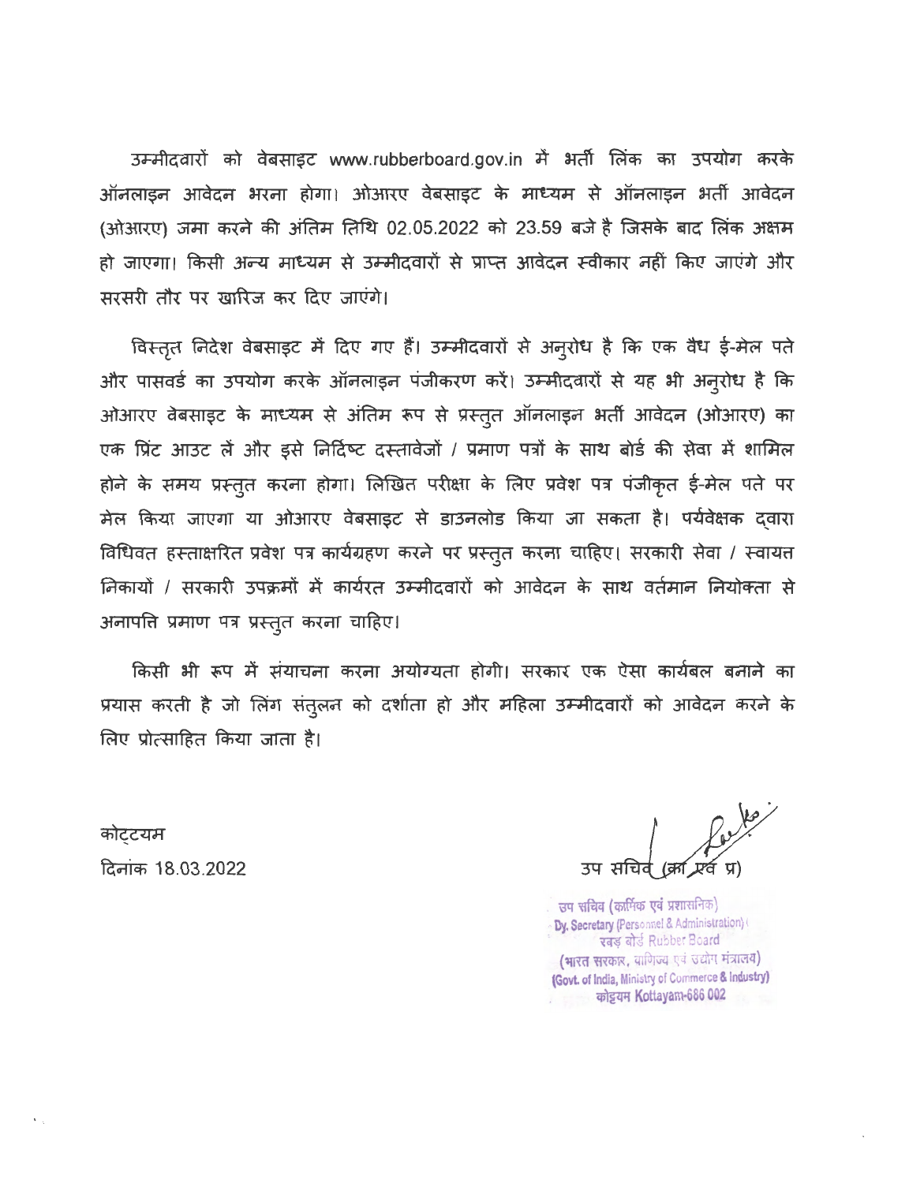उम्मीदवारों को वेबसाइट www.rubberboard.gov.in में भर्ती लिंक का उपयोग करके ऑनलाइन आवेदन भरना होगा। ओआरए वेबसाइट के माध्यम से ऑनलाइन भर्ती आवेदन (ओआरए) जमा करने की अंतिम तिथि 02.05.2022 को 23.59 बजे है जिसके बाद लिंक अक्षम हो जाएगा। किसी अन्य माध्यम से उम्मीदवारों से प्राप्त आवेदन स्वीकार नहीं किए जाएंगे और सरसरी तौर पर खारिज कर दिए जाएंगे।

विस्तृत निदेश वेबसाइट में दिए गए हैं। उम्मीदवारों से अनुरोध है कि एक वैध ई-मेल पते और पासवर्ड का उपयोग करके ऑनलाइन पंजीकरण करें। उम्मीदवारों से यह भी अनुरोध है कि ओआरए वेबसाइट के माध्यम से अंतिम रूप से प्रस्तुत ऑनलाइन भर्ती आवेदन (ओआरए) का एक प्रिंट आउट लें और इसे निर्दिष्ट दस्तावेजों / प्रमाण पत्रों के साथ बोर्ड की सेवा में शामिल होने के समय प्रस्तुत करना होगा। लिखित परीक्षा के लिए प्रवेश पत्र पंजीकृत ई-मेल पते पर मेल किया जाएगा या ओआरए वेबसाइट से डाउनलोड किया जा सकता है। पर्यवेक्षक द्वारा विधिवत हस्ताक्षरित प्रवेश पत्र कार्यग्रहण करने पर प्रस्तुत करना चाहिए। सरकारी सेवा / स्वायत्त निकायों / सरकारी उपक्रमों में कार्यरत उम्मीदवारों को आवेदन के साथ वर्तमान नियोक्ता से अनापत्ति प्रमाण पत्र प्रस्तुत करना चाहिए।

किसी भी रूप में संयाचना करना अयोग्यता होगी। सरकार एक ऐसा कार्यबल बनाने का प्रयास करती है जो लिंग संतुलन को दर्शाता हो और महिला उम्मीदवारों को आवेदन करने के लिए प्रोत्साहित किया जाता है।

कोट्टयम
दिनांक 18.03.2022

उप सचिव (का एवं प्र)

उप सचिव (कार्मिक एवं प्रशासनिक)
Dy. Secretary (Personnel & Administration)
रबड़ बोर्ड Rubber Board
(भारत सरकार, वाणिज्य एवं उद्योग मंत्रालय)
(Govt. of India, Ministry of Commerce & Industry)
कोट्टयम Kottayam-686 002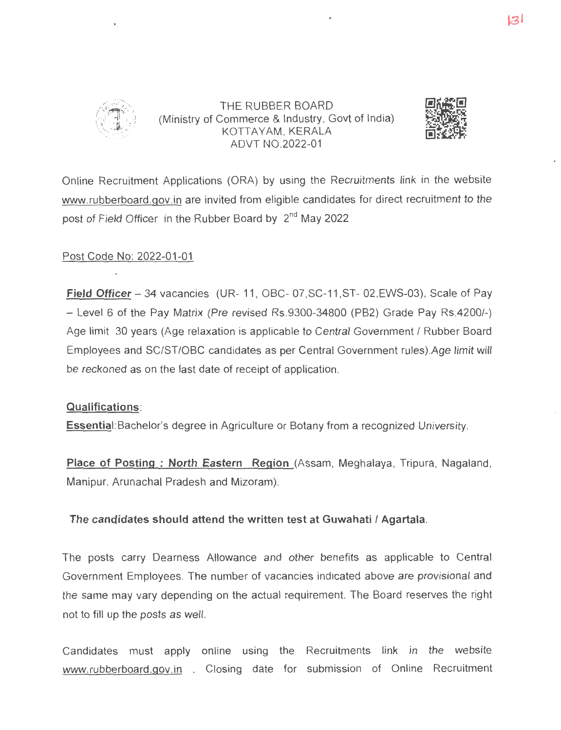THE RUBBER BOARD
(Ministry of Commerce & Industry, Govt of India)
KOTTAYAM, KERALA
ADVT NO.2022-01

Online Recruitment Applications (ORA) by using the Recruitments link in the website www.rubberboard.gov.in are invited from eligible candidates for direct recruitment to the post of Field Officer in the Rubber Board by 2nd May 2022

Post Code No: 2022-01-01

**Field Officer** – 34 vacancies (UR- 11, OBC- 07,SC-11,ST- 02,EWS-03), Scale of Pay – Level 6 of the Pay Matrix (Pre revised Rs.9300-34800 (PB2) Grade Pay Rs.4200/-) Age limit 30 years (Age relaxation is applicable to Central Government / Rubber Board Employees and SC/ST/OBC candidates as per Central Government rules).Age limit will be reckoned as on the last date of receipt of application.

**Qualifications**:
**Essential**:Bachelor's degree in Agriculture or Botany from a recognized University.

**Place of Posting : North Eastern Region** (Assam, Meghalaya, Tripura, Nagaland, Manipur, Arunachal Pradesh and Mizoram).

**The candidates should attend the written test at Guwahati / Agartala.**

The posts carry Dearness Allowance and other benefits as applicable to Central Government Employees. The number of vacancies indicated above are provisional and the same may vary depending on the actual requirement. The Board reserves the right not to fill up the posts as well.

Candidates must apply online using the Recruitments link in the website www.rubberboard.gov.in . Closing date for submission of Online Recruitment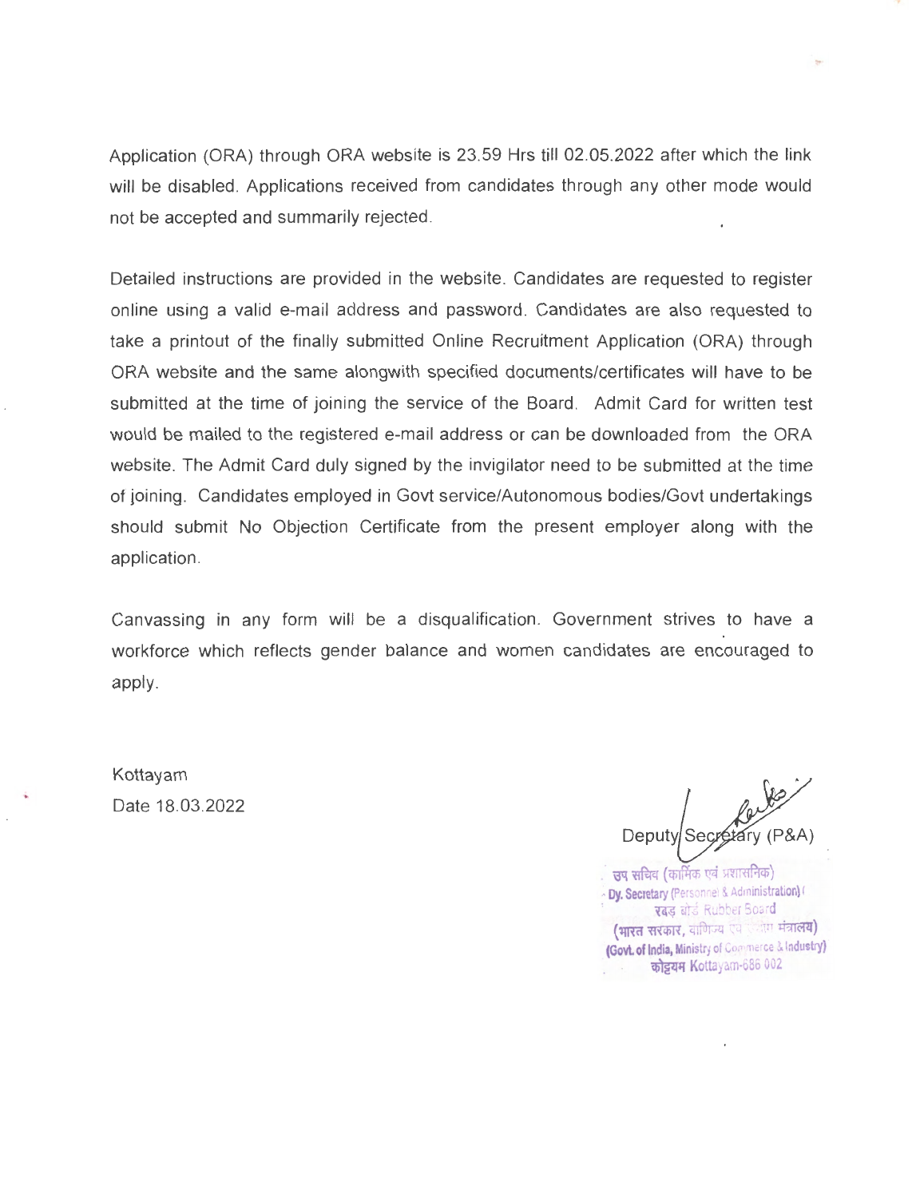Application (ORA) through ORA website is 23.59 Hrs till 02.05.2022 after which the link will be disabled. Applications received from candidates through any other mode would not be accepted and summarily rejected.

Detailed instructions are provided in the website. Candidates are requested to register online using a valid e-mail address and password. Candidates are also requested to take a printout of the finally submitted Online Recruitment Application (ORA) through ORA website and the same alongwith specified documents/certificates will have to be submitted at the time of joining the service of the Board. Admit Card for written test would be mailed to the registered e-mail address or can be downloaded from the ORA website. The Admit Card duly signed by the invigilator need to be submitted at the time of joining. Candidates employed in Govt service/Autonomous bodies/Govt undertakings should submit No Objection Certificate from the present employer along with the application.

Canvassing in any form will be a disqualification. Government strives to have a workforce which reflects gender balance and women candidates are encouraged to apply.

Kottayam
Date 18.03.2022

Deputy Secretary (P&A)

उप सचिव (कार्मिक एवं प्रशासनिक)
Dy. Secretary (Personnel & Administration)
रबड़ बोर्ड Rubber Board
(भारत सरकार, वाणिज्य एवं उद्योग मंत्रालय)
(Govt. of India, Ministry of Commerce & Industry)
कोट्टयम Kottayam-686 002